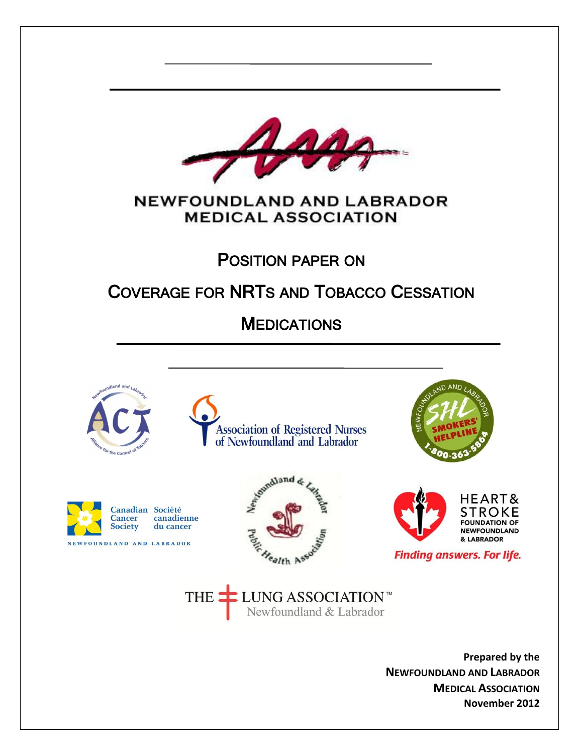NEWFOUNDLAND AND LABRADOR MEDICAL ASSOCIATION

# Position Paper on Coverage for NRTs and Tobacco Cessation Medications

Newfoundland and Labrador Alliance for the Control of Tobacco

Association of Registered Nurses of Newfoundland and Labrador

Newfoundland and Labrador Smokers' Helpline 1-800-363-5864

Canadian Cancer Society / Société canadienne du cancer — Newfoundland and Labrador

Newfoundland & Labrador Public Health Association

Heart & Stroke Foundation of Newfoundland & Labrador — Finding answers. For life.

The Lung Association™ Newfoundland & Labrador

**Prepared by the**
**Newfoundland and Labrador Medical Association**
**November 2012**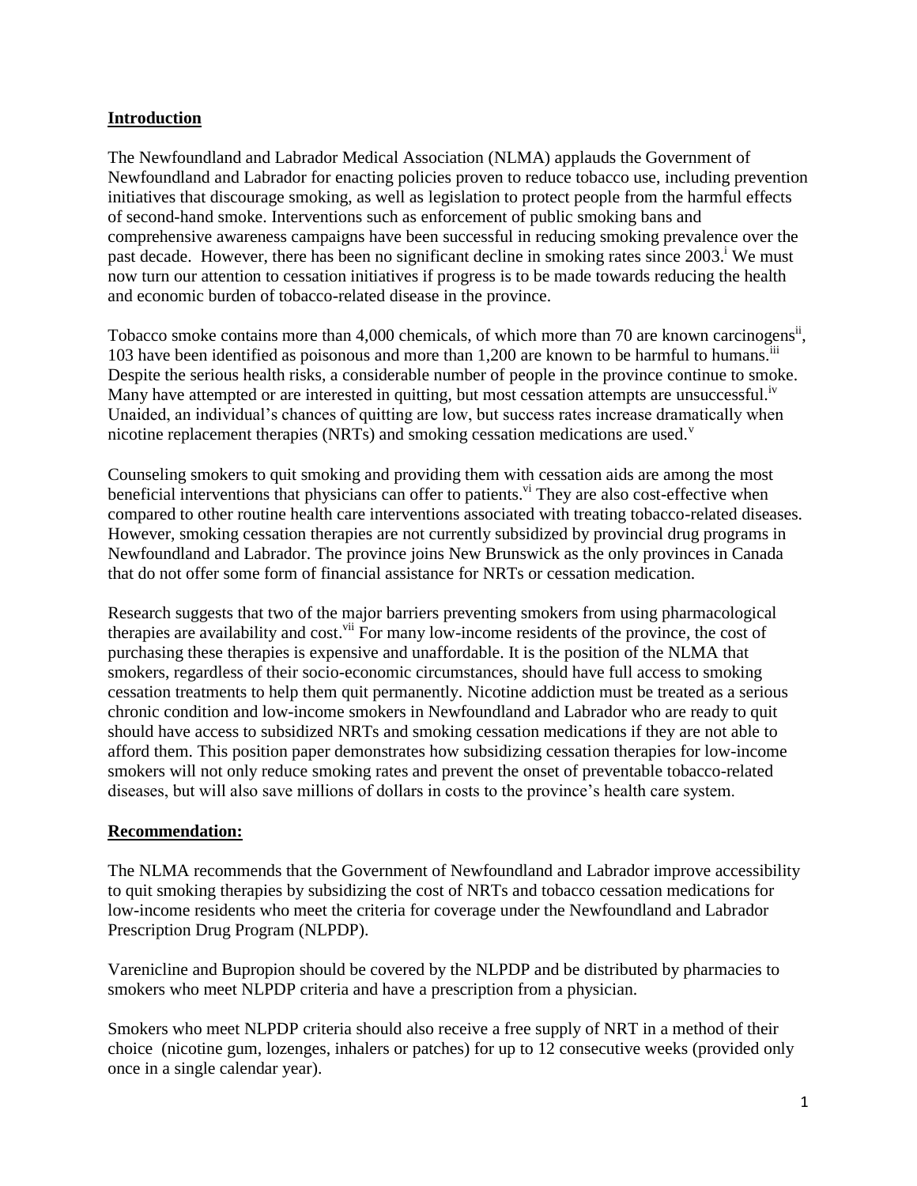## Introduction

The Newfoundland and Labrador Medical Association (NLMA) applauds the Government of Newfoundland and Labrador for enacting policies proven to reduce tobacco use, including prevention initiatives that discourage smoking, as well as legislation to protect people from the harmful effects of second-hand smoke. Interventions such as enforcement of public smoking bans and comprehensive awareness campaigns have been successful in reducing smoking prevalence over the past decade. However, there has been no significant decline in smoking rates since 2003.[i] We must now turn our attention to cessation initiatives if progress is to be made towards reducing the health and economic burden of tobacco-related disease in the province.

Tobacco smoke contains more than 4,000 chemicals, of which more than 70 are known carcinogens[ii], 103 have been identified as poisonous and more than 1,200 are known to be harmful to humans.[iii] Despite the serious health risks, a considerable number of people in the province continue to smoke. Many have attempted or are interested in quitting, but most cessation attempts are unsuccessful.[iv] Unaided, an individual's chances of quitting are low, but success rates increase dramatically when nicotine replacement therapies (NRTs) and smoking cessation medications are used.[v]

Counseling smokers to quit smoking and providing them with cessation aids are among the most beneficial interventions that physicians can offer to patients.[vi] They are also cost-effective when compared to other routine health care interventions associated with treating tobacco-related diseases. However, smoking cessation therapies are not currently subsidized by provincial drug programs in Newfoundland and Labrador. The province joins New Brunswick as the only provinces in Canada that do not offer some form of financial assistance for NRTs or cessation medication.

Research suggests that two of the major barriers preventing smokers from using pharmacological therapies are availability and cost.[vii] For many low-income residents of the province, the cost of purchasing these therapies is expensive and unaffordable. It is the position of the NLMA that smokers, regardless of their socio-economic circumstances, should have full access to smoking cessation treatments to help them quit permanently. Nicotine addiction must be treated as a serious chronic condition and low-income smokers in Newfoundland and Labrador who are ready to quit should have access to subsidized NRTs and smoking cessation medications if they are not able to afford them. This position paper demonstrates how subsidizing cessation therapies for low-income smokers will not only reduce smoking rates and prevent the onset of preventable tobacco-related diseases, but will also save millions of dollars in costs to the province's health care system.

## Recommendation:

The NLMA recommends that the Government of Newfoundland and Labrador improve accessibility to quit smoking therapies by subsidizing the cost of NRTs and tobacco cessation medications for low-income residents who meet the criteria for coverage under the Newfoundland and Labrador Prescription Drug Program (NLPDP).

Varenicline and Bupropion should be covered by the NLPDP and be distributed by pharmacies to smokers who meet NLPDP criteria and have a prescription from a physician.

Smokers who meet NLPDP criteria should also receive a free supply of NRT in a method of their choice (nicotine gum, lozenges, inhalers or patches) for up to 12 consecutive weeks (provided only once in a single calendar year).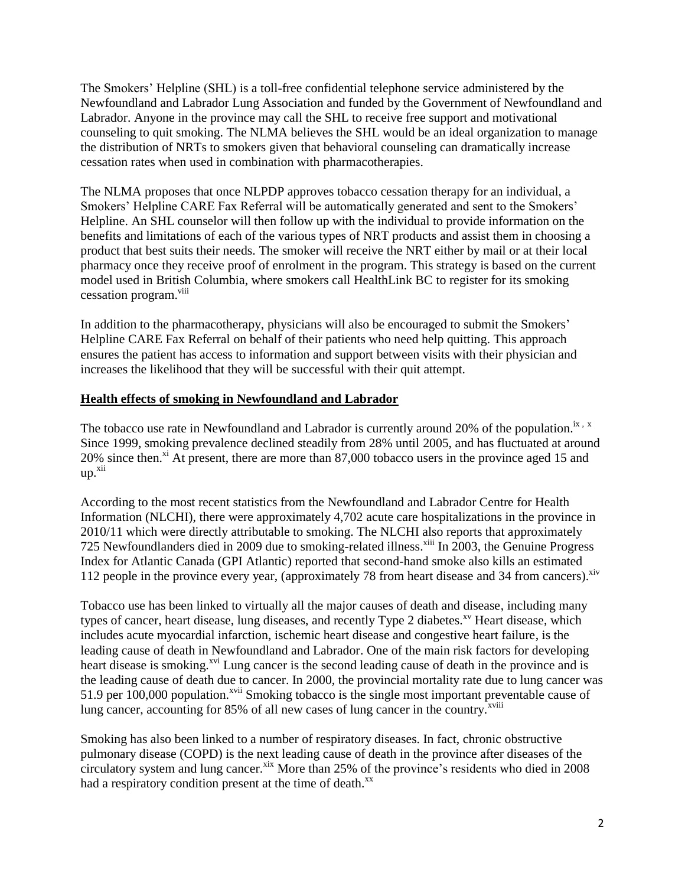The Smokers' Helpline (SHL) is a toll-free confidential telephone service administered by the Newfoundland and Labrador Lung Association and funded by the Government of Newfoundland and Labrador. Anyone in the province may call the SHL to receive free support and motivational counseling to quit smoking. The NLMA believes the SHL would be an ideal organization to manage the distribution of NRTs to smokers given that behavioral counseling can dramatically increase cessation rates when used in combination with pharmacotherapies.

The NLMA proposes that once NLPDP approves tobacco cessation therapy for an individual, a Smokers' Helpline CARE Fax Referral will be automatically generated and sent to the Smokers' Helpline. An SHL counselor will then follow up with the individual to provide information on the benefits and limitations of each of the various types of NRT products and assist them in choosing a product that best suits their needs. The smoker will receive the NRT either by mail or at their local pharmacy once they receive proof of enrolment in the program. This strategy is based on the current model used in British Columbia, where smokers call HealthLink BC to register for its smoking cessation program.[viii]

In addition to the pharmacotherapy, physicians will also be encouraged to submit the Smokers' Helpline CARE Fax Referral on behalf of their patients who need help quitting. This approach ensures the patient has access to information and support between visits with their physician and increases the likelihood that they will be successful with their quit attempt.

## Health effects of smoking in Newfoundland and Labrador

The tobacco use rate in Newfoundland and Labrador is currently around 20% of the population.[ix, x] Since 1999, smoking prevalence declined steadily from 28% until 2005, and has fluctuated at around 20% since then.[xi] At present, there are more than 87,000 tobacco users in the province aged 15 and up.[xii]

According to the most recent statistics from the Newfoundland and Labrador Centre for Health Information (NLCHI), there were approximately 4,702 acute care hospitalizations in the province in 2010/11 which were directly attributable to smoking. The NLCHI also reports that approximately 725 Newfoundlanders died in 2009 due to smoking-related illness.[xiii] In 2003, the Genuine Progress Index for Atlantic Canada (GPI Atlantic) reported that second-hand smoke also kills an estimated 112 people in the province every year, (approximately 78 from heart disease and 34 from cancers).[xiv]

Tobacco use has been linked to virtually all the major causes of death and disease, including many types of cancer, heart disease, lung diseases, and recently Type 2 diabetes.[xv] Heart disease, which includes acute myocardial infarction, ischemic heart disease and congestive heart failure, is the leading cause of death in Newfoundland and Labrador. One of the main risk factors for developing heart disease is smoking.[xvi] Lung cancer is the second leading cause of death in the province and is the leading cause of death due to cancer. In 2000, the provincial mortality rate due to lung cancer was 51.9 per 100,000 population.[xvii] Smoking tobacco is the single most important preventable cause of lung cancer, accounting for 85% of all new cases of lung cancer in the country.[xviii]

Smoking has also been linked to a number of respiratory diseases. In fact, chronic obstructive pulmonary disease (COPD) is the next leading cause of death in the province after diseases of the circulatory system and lung cancer.[xix] More than 25% of the province's residents who died in 2008 had a respiratory condition present at the time of death.[xx]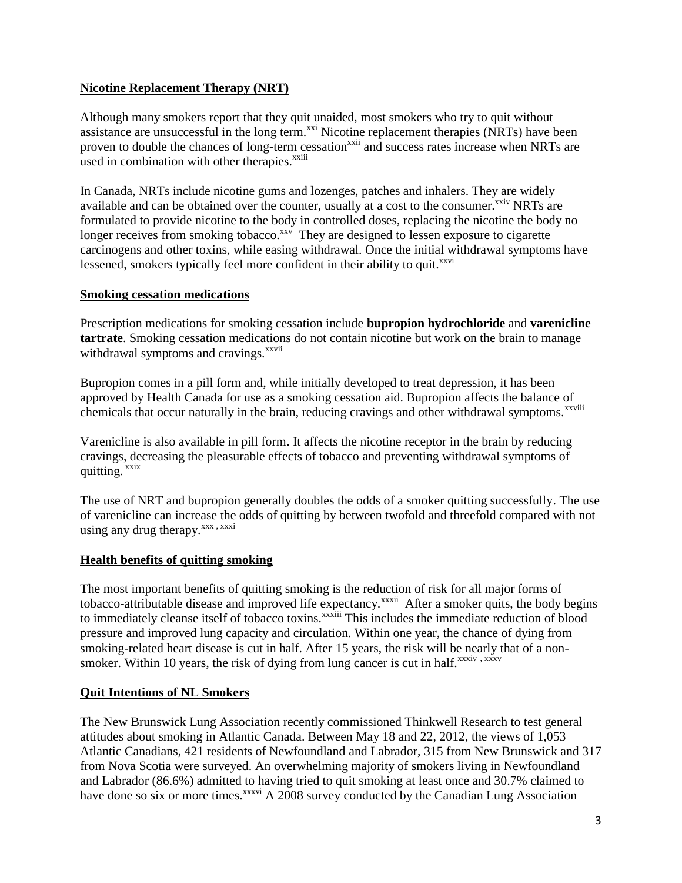## Nicotine Replacement Therapy (NRT)

Although many smokers report that they quit unaided, most smokers who try to quit without assistance are unsuccessful in the long term.[xxi] Nicotine replacement therapies (NRTs) have been proven to double the chances of long-term cessation[xxii] and success rates increase when NRTs are used in combination with other therapies.[xxiii]

In Canada, NRTs include nicotine gums and lozenges, patches and inhalers. They are widely available and can be obtained over the counter, usually at a cost to the consumer.[xxiv] NRTs are formulated to provide nicotine to the body in controlled doses, replacing the nicotine the body no longer receives from smoking tobacco.[xxv] They are designed to lessen exposure to cigarette carcinogens and other toxins, while easing withdrawal. Once the initial withdrawal symptoms have lessened, smokers typically feel more confident in their ability to quit.[xxvi]

## Smoking cessation medications

Prescription medications for smoking cessation include **bupropion hydrochloride** and **varenicline tartrate**. Smoking cessation medications do not contain nicotine but work on the brain to manage withdrawal symptoms and cravings.[xxvii]

Bupropion comes in a pill form and, while initially developed to treat depression, it has been approved by Health Canada for use as a smoking cessation aid. Bupropion affects the balance of chemicals that occur naturally in the brain, reducing cravings and other withdrawal symptoms.[xxviii]

Varenicline is also available in pill form. It affects the nicotine receptor in the brain by reducing cravings, decreasing the pleasurable effects of tobacco and preventing withdrawal symptoms of quitting.[xxix]

The use of NRT and bupropion generally doubles the odds of a smoker quitting successfully. The use of varenicline can increase the odds of quitting by between twofold and threefold compared with not using any drug therapy.[xxx, xxxi]

## Health benefits of quitting smoking

The most important benefits of quitting smoking is the reduction of risk for all major forms of tobacco-attributable disease and improved life expectancy.[xxxii] After a smoker quits, the body begins to immediately cleanse itself of tobacco toxins.[xxxiii] This includes the immediate reduction of blood pressure and improved lung capacity and circulation. Within one year, the chance of dying from smoking-related heart disease is cut in half. After 15 years, the risk will be nearly that of a non-smoker. Within 10 years, the risk of dying from lung cancer is cut in half.[xxxiv, xxxv]

## Quit Intentions of NL Smokers

The New Brunswick Lung Association recently commissioned Thinkwell Research to test general attitudes about smoking in Atlantic Canada. Between May 18 and 22, 2012, the views of 1,053 Atlantic Canadians, 421 residents of Newfoundland and Labrador, 315 from New Brunswick and 317 from Nova Scotia were surveyed. An overwhelming majority of smokers living in Newfoundland and Labrador (86.6%) admitted to having tried to quit smoking at least once and 30.7% claimed to have done so six or more times.[xxxvi] A 2008 survey conducted by the Canadian Lung Association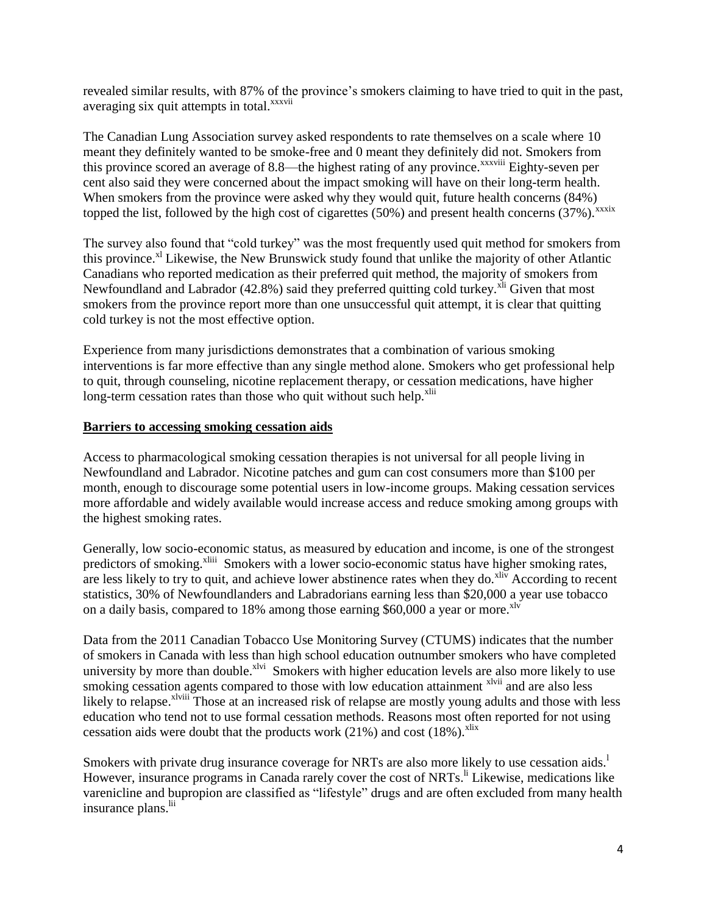revealed similar results, with 87% of the province's smokers claiming to have tried to quit in the past, averaging six quit attempts in total.[xxxvii]

The Canadian Lung Association survey asked respondents to rate themselves on a scale where 10 meant they definitely wanted to be smoke-free and 0 meant they definitely did not. Smokers from this province scored an average of 8.8—the highest rating of any province.[xxxviii] Eighty-seven per cent also said they were concerned about the impact smoking will have on their long-term health. When smokers from the province were asked why they would quit, future health concerns (84%) topped the list, followed by the high cost of cigarettes (50%) and present health concerns (37%).[xxxix]

The survey also found that "cold turkey" was the most frequently used quit method for smokers from this province.[xl] Likewise, the New Brunswick study found that unlike the majority of other Atlantic Canadians who reported medication as their preferred quit method, the majority of smokers from Newfoundland and Labrador (42.8%) said they preferred quitting cold turkey.[xli] Given that most smokers from the province report more than one unsuccessful quit attempt, it is clear that quitting cold turkey is not the most effective option.

Experience from many jurisdictions demonstrates that a combination of various smoking interventions is far more effective than any single method alone. Smokers who get professional help to quit, through counseling, nicotine replacement therapy, or cessation medications, have higher long-term cessation rates than those who quit without such help.[xlii]

## Barriers to accessing smoking cessation aids

Access to pharmacological smoking cessation therapies is not universal for all people living in Newfoundland and Labrador. Nicotine patches and gum can cost consumers more than $100 per month, enough to discourage some potential users in low-income groups. Making cessation services more affordable and widely available would increase access and reduce smoking among groups with the highest smoking rates.

Generally, low socio-economic status, as measured by education and income, is one of the strongest predictors of smoking.[xliii] Smokers with a lower socio-economic status have higher smoking rates, are less likely to try to quit, and achieve lower abstinence rates when they do.[xliv] According to recent statistics, 30% of Newfoundlanders and Labradorians earning less than $20,000 a year use tobacco on a daily basis, compared to 18% among those earning $60,000 a year or more.[xlv]

Data from the 2011 Canadian Tobacco Use Monitoring Survey (CTUMS) indicates that the number of smokers in Canada with less than high school education outnumber smokers who have completed university by more than double.[xlvi] Smokers with higher education levels are also more likely to use smoking cessation agents compared to those with low education attainment [xlvii] and are also less likely to relapse.[xlviii] Those at an increased risk of relapse are mostly young adults and those with less education who tend not to use formal cessation methods. Reasons most often reported for not using cessation aids were doubt that the products work (21%) and cost (18%).[xlix]

Smokers with private drug insurance coverage for NRTs are also more likely to use cessation aids.[l] However, insurance programs in Canada rarely cover the cost of NRTs.[li] Likewise, medications like varenicline and bupropion are classified as "lifestyle" drugs and are often excluded from many health insurance plans.[lii]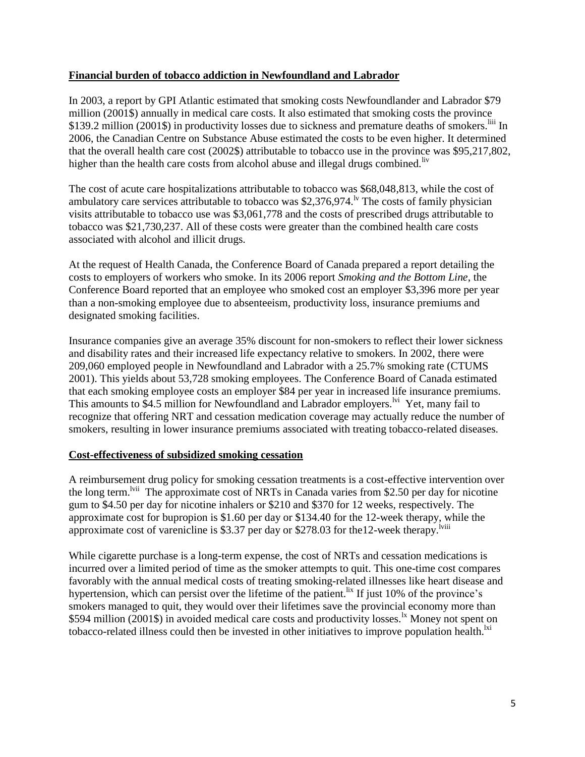## Financial burden of tobacco addiction in Newfoundland and Labrador

In 2003, a report by GPI Atlantic estimated that smoking costs Newfoundlander and Labrador $79 million (2001$) annually in medical care costs. It also estimated that smoking costs the province $139.2 million (2001$) in productivity losses due to sickness and premature deaths of smokers.[liii] In 2006, the Canadian Centre on Substance Abuse estimated the costs to be even higher. It determined that the overall health care cost (2002$) attributable to tobacco use in the province was $95,217,802, higher than the health care costs from alcohol abuse and illegal drugs combined.[liv]

The cost of acute care hospitalizations attributable to tobacco was $68,048,813, while the cost of ambulatory care services attributable to tobacco was $2,376,974.[lv] The costs of family physician visits attributable to tobacco use was $3,061,778 and the costs of prescribed drugs attributable to tobacco was $21,730,237. All of these costs were greater than the combined health care costs associated with alcohol and illicit drugs.

At the request of Health Canada, the Conference Board of Canada prepared a report detailing the costs to employers of workers who smoke. In its 2006 report *Smoking and the Bottom Line*, the Conference Board reported that an employee who smoked cost an employer $3,396 more per year than a non-smoking employee due to absenteeism, productivity loss, insurance premiums and designated smoking facilities.

Insurance companies give an average 35% discount for non-smokers to reflect their lower sickness and disability rates and their increased life expectancy relative to smokers. In 2002, there were 209,060 employed people in Newfoundland and Labrador with a 25.7% smoking rate (CTUMS 2001). This yields about 53,728 smoking employees. The Conference Board of Canada estimated that each smoking employee costs an employer $84 per year in increased life insurance premiums. This amounts to $4.5 million for Newfoundland and Labrador employers.[lvi] Yet, many fail to recognize that offering NRT and cessation medication coverage may actually reduce the number of smokers, resulting in lower insurance premiums associated with treating tobacco-related diseases.

## Cost-effectiveness of subsidized smoking cessation

A reimbursement drug policy for smoking cessation treatments is a cost-effective intervention over the long term.[lvii] The approximate cost of NRTs in Canada varies from $2.50 per day for nicotine gum to $4.50 per day for nicotine inhalers or $210 and $370 for 12 weeks, respectively. The approximate cost for bupropion is $1.60 per day or $134.40 for the 12-week therapy, while the approximate cost of varenicline is $3.37 per day or $278.03 for the12-week therapy.[lviii]

While cigarette purchase is a long-term expense, the cost of NRTs and cessation medications is incurred over a limited period of time as the smoker attempts to quit. This one-time cost compares favorably with the annual medical costs of treating smoking-related illnesses like heart disease and hypertension, which can persist over the lifetime of the patient.[lix] If just 10% of the province's smokers managed to quit, they would over their lifetimes save the provincial economy more than $594 million (2001$) in avoided medical care costs and productivity losses.[lx] Money not spent on tobacco-related illness could then be invested in other initiatives to improve population health.[lxi]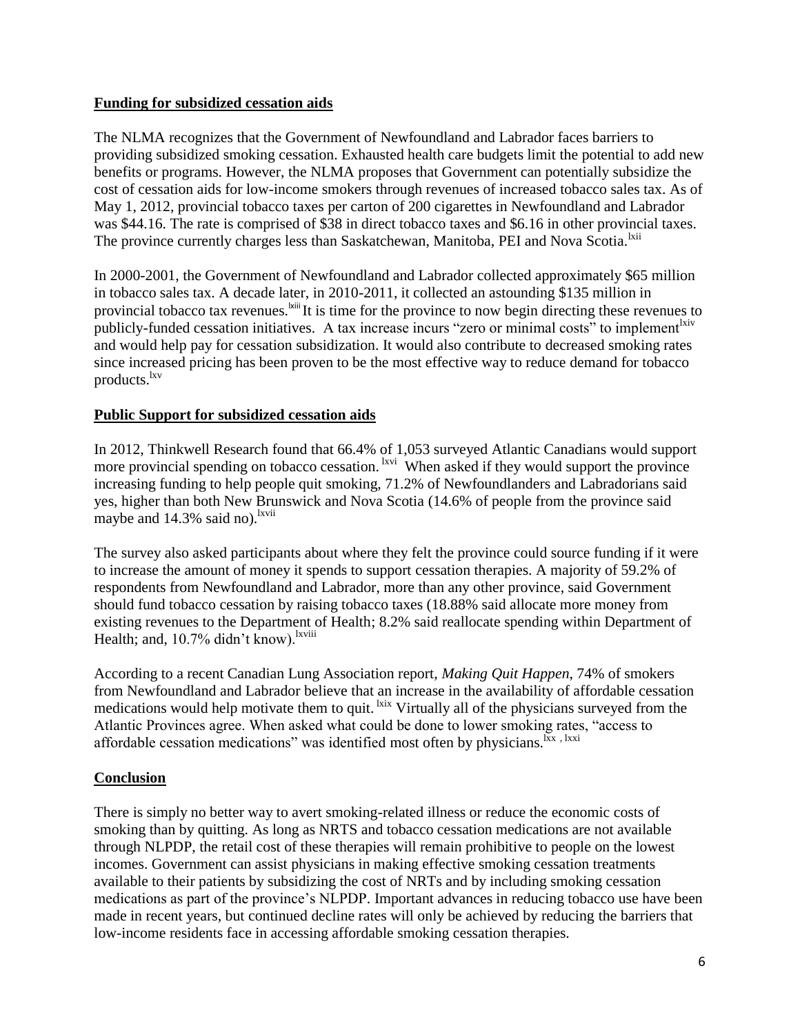## Funding for subsidized cessation aids

The NLMA recognizes that the Government of Newfoundland and Labrador faces barriers to providing subsidized smoking cessation. Exhausted health care budgets limit the potential to add new benefits or programs. However, the NLMA proposes that Government can potentially subsidize the cost of cessation aids for low-income smokers through revenues of increased tobacco sales tax. As of May 1, 2012, provincial tobacco taxes per carton of 200 cigarettes in Newfoundland and Labrador was $44.16. The rate is comprised of $38 in direct tobacco taxes and $6.16 in other provincial taxes. The province currently charges less than Saskatchewan, Manitoba, PEI and Nova Scotia.[lxii]

In 2000-2001, the Government of Newfoundland and Labrador collected approximately $65 million in tobacco sales tax. A decade later, in 2010-2011, it collected an astounding $135 million in provincial tobacco tax revenues.[lxiii] It is time for the province to now begin directing these revenues to publicly-funded cessation initiatives. A tax increase incurs "zero or minimal costs" to implement[lxiv] and would help pay for cessation subsidization. It would also contribute to decreased smoking rates since increased pricing has been proven to be the most effective way to reduce demand for tobacco products.[lxv]

## Public Support for subsidized cessation aids

In 2012, Thinkwell Research found that 66.4% of 1,053 surveyed Atlantic Canadians would support more provincial spending on tobacco cessation.[lxvi] When asked if they would support the province increasing funding to help people quit smoking, 71.2% of Newfoundlanders and Labradorians said yes, higher than both New Brunswick and Nova Scotia (14.6% of people from the province said maybe and 14.3% said no).[lxvii]

The survey also asked participants about where they felt the province could source funding if it were to increase the amount of money it spends to support cessation therapies. A majority of 59.2% of respondents from Newfoundland and Labrador, more than any other province, said Government should fund tobacco cessation by raising tobacco taxes (18.88% said allocate more money from existing revenues to the Department of Health; 8.2% said reallocate spending within Department of Health; and, 10.7% didn't know).[lxviii]

According to a recent Canadian Lung Association report, *Making Quit Happen*, 74% of smokers from Newfoundland and Labrador believe that an increase in the availability of affordable cessation medications would help motivate them to quit.[lxix] Virtually all of the physicians surveyed from the Atlantic Provinces agree. When asked what could be done to lower smoking rates, "access to affordable cessation medications" was identified most often by physicians.[lxx, lxxi]

## Conclusion

There is simply no better way to avert smoking-related illness or reduce the economic costs of smoking than by quitting. As long as NRTS and tobacco cessation medications are not available through NLPDP, the retail cost of these therapies will remain prohibitive to people on the lowest incomes. Government can assist physicians in making effective smoking cessation treatments available to their patients by subsidizing the cost of NRTs and by including smoking cessation medications as part of the province's NLPDP. Important advances in reducing tobacco use have been made in recent years, but continued decline rates will only be achieved by reducing the barriers that low-income residents face in accessing affordable smoking cessation therapies.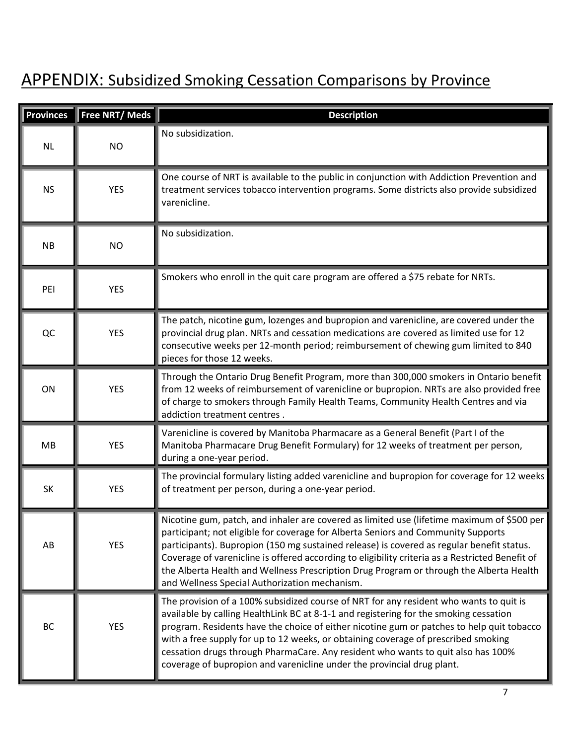# APPENDIX: Subsidized Smoking Cessation Comparisons by Province

| Provinces | Free NRT/ Meds | Description |
|---|---|---|
| NL | NO | No subsidization. |
| NS | YES | One course of NRT is available to the public in conjunction with Addiction Prevention and treatment services tobacco intervention programs. Some districts also provide subsidized varenicline. |
| NB | NO | No subsidization. |
| PEI | YES | Smokers who enroll in the quit care program are offered a $75 rebate for NRTs. |
| QC | YES | The patch, nicotine gum, lozenges and bupropion and varenicline, are covered under the provincial drug plan. NRTs and cessation medications are covered as limited use for 12 consecutive weeks per 12-month period; reimbursement of chewing gum limited to 840 pieces for those 12 weeks. |
| ON | YES | Through the Ontario Drug Benefit Program, more than 300,000 smokers in Ontario benefit from 12 weeks of reimbursement of varenicline or bupropion. NRTs are also provided free of charge to smokers through Family Health Teams, Community Health Centres and via addiction treatment centres . |
| MB | YES | Varenicline is covered by Manitoba Pharmacare as a General Benefit (Part I of the Manitoba Pharmacare Drug Benefit Formulary) for 12 weeks of treatment per person, during a one-year period. |
| SK | YES | The provincial formulary listing added varenicline and bupropion for coverage for 12 weeks of treatment per person, during a one-year period. |
| AB | YES | Nicotine gum, patch, and inhaler are covered as limited use (lifetime maximum of $500 per participant; not eligible for coverage for Alberta Seniors and Community Supports participants). Bupropion (150 mg sustained release) is covered as regular benefit status. Coverage of varenicline is offered according to eligibility criteria as a Restricted Benefit of the Alberta Health and Wellness Prescription Drug Program or through the Alberta Health and Wellness Special Authorization mechanism. |
| BC | YES | The provision of a 100% subsidized course of NRT for any resident who wants to quit is available by calling HealthLink BC at 8-1-1 and registering for the smoking cessation program. Residents have the choice of either nicotine gum or patches to help quit tobacco with a free supply for up to 12 weeks, or obtaining coverage of prescribed smoking cessation drugs through PharmaCare. Any resident who wants to quit also has 100% coverage of bupropion and varenicline under the provincial drug plant. |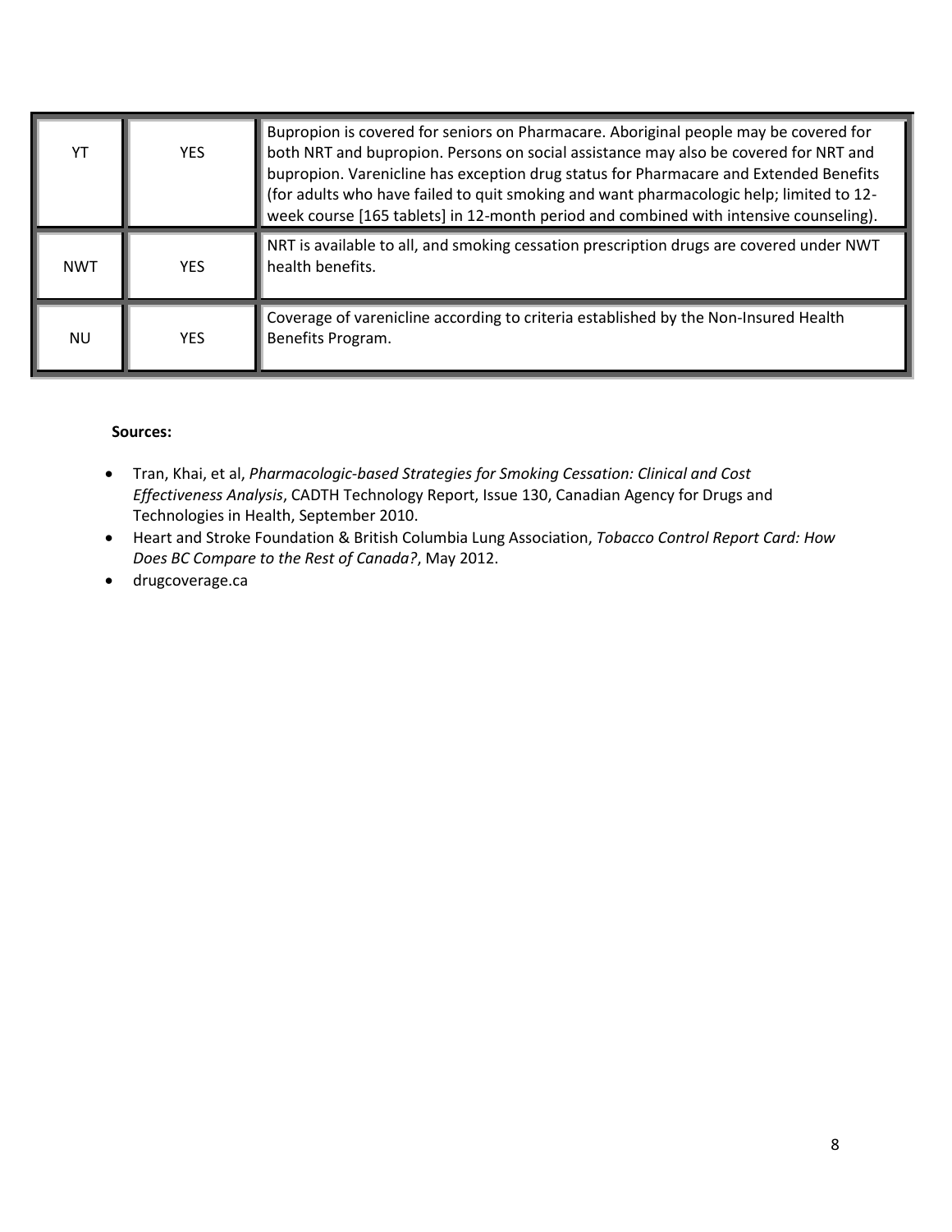| | | |
|---|---|---|
| YT | YES | Bupropion is covered for seniors on Pharmacare. Aboriginal people may be covered for both NRT and bupropion. Persons on social assistance may also be covered for NRT and bupropion. Varenicline has exception drug status for Pharmacare and Extended Benefits (for adults who have failed to quit smoking and want pharmacologic help; limited to 12-week course [165 tablets] in 12-month period and combined with intensive counseling). |
| NWT | YES | NRT is available to all, and smoking cessation prescription drugs are covered under NWT health benefits. |
| NU | YES | Coverage of varenicline according to criteria established by the Non-Insured Health Benefits Program. |

**Sources:**

- Tran, Khai, et al, *Pharmacologic-based Strategies for Smoking Cessation: Clinical and Cost Effectiveness Analysis*, CADTH Technology Report, Issue 130, Canadian Agency for Drugs and Technologies in Health, September 2010.
- Heart and Stroke Foundation & British Columbia Lung Association, *Tobacco Control Report Card: How Does BC Compare to the Rest of Canada?*, May 2012.
- drugcoverage.ca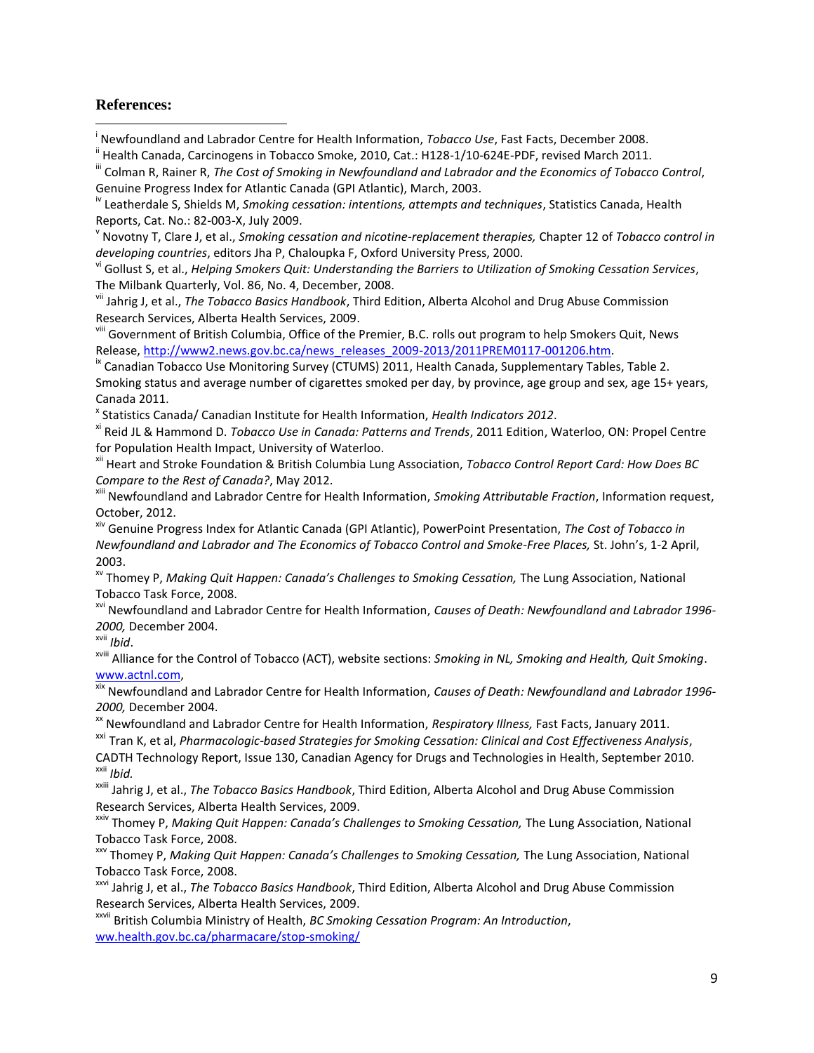**References:**

[i] Newfoundland and Labrador Centre for Health Information, *Tobacco Use*, Fast Facts, December 2008.

[ii] Health Canada, Carcinogens in Tobacco Smoke, 2010, Cat.: H128-1/10-624E-PDF, revised March 2011.

[iii] Colman R, Rainer R, *The Cost of Smoking in Newfoundland and Labrador and the Economics of Tobacco Control*, Genuine Progress Index for Atlantic Canada (GPI Atlantic), March, 2003.

[iv] Leatherdale S, Shields M, *Smoking cessation: intentions, attempts and techniques*, Statistics Canada, Health Reports, Cat. No.: 82-003-X, July 2009.

[v] Novotny T, Clare J, et al., *Smoking cessation and nicotine-replacement therapies,* Chapter 12 of *Tobacco control in developing countries*, editors Jha P, Chaloupka F, Oxford University Press, 2000.

[vi] Gollust S, et al., *Helping Smokers Quit: Understanding the Barriers to Utilization of Smoking Cessation Services*, The Milbank Quarterly, Vol. 86, No. 4, December, 2008.

[vii] Jahrig J, et al., *The Tobacco Basics Handbook*, Third Edition, Alberta Alcohol and Drug Abuse Commission Research Services, Alberta Health Services, 2009.

[viii] Government of British Columbia, Office of the Premier, B.C. rolls out program to help Smokers Quit, News Release, http://www2.news.gov.bc.ca/news_releases_2009-2013/2011PREM0117-001206.htm.

[ix] Canadian Tobacco Use Monitoring Survey (CTUMS) 2011, Health Canada, Supplementary Tables, Table 2. Smoking status and average number of cigarettes smoked per day, by province, age group and sex, age 15+ years, Canada 2011.

[x] Statistics Canada/ Canadian Institute for Health Information, *Health Indicators 2012*.

[xi] Reid JL & Hammond D. *Tobacco Use in Canada: Patterns and Trends*, 2011 Edition, Waterloo, ON: Propel Centre for Population Health Impact, University of Waterloo.

[xii] Heart and Stroke Foundation & British Columbia Lung Association, *Tobacco Control Report Card: How Does BC Compare to the Rest of Canada?*, May 2012.

[xiii] Newfoundland and Labrador Centre for Health Information, *Smoking Attributable Fraction*, Information request, October, 2012.

[xiv] Genuine Progress Index for Atlantic Canada (GPI Atlantic), PowerPoint Presentation, *The Cost of Tobacco in Newfoundland and Labrador and The Economics of Tobacco Control and Smoke-Free Places,* St. John's, 1-2 April, 2003.

[xv] Thomey P, *Making Quit Happen: Canada's Challenges to Smoking Cessation,* The Lung Association, National Tobacco Task Force, 2008.

[xvi] Newfoundland and Labrador Centre for Health Information, *Causes of Death: Newfoundland and Labrador 1996-2000,* December 2004.

[xvii] *Ibid*.

[xviii] Alliance for the Control of Tobacco (ACT), website sections: *Smoking in NL, Smoking and Health, Quit Smoking*. www.actnl.com,

[xix] Newfoundland and Labrador Centre for Health Information, *Causes of Death: Newfoundland and Labrador 1996-2000,* December 2004.

[xx] Newfoundland and Labrador Centre for Health Information, *Respiratory Illness,* Fast Facts, January 2011.

[xxi] Tran K, et al, *Pharmacologic-based Strategies for Smoking Cessation: Clinical and Cost Effectiveness Analysis*, CADTH Technology Report, Issue 130, Canadian Agency for Drugs and Technologies in Health, September 2010.

[xxii] *Ibid.*

[xxiii] Jahrig J, et al., *The Tobacco Basics Handbook*, Third Edition, Alberta Alcohol and Drug Abuse Commission Research Services, Alberta Health Services, 2009.

[xxiv] Thomey P, *Making Quit Happen: Canada's Challenges to Smoking Cessation,* The Lung Association, National Tobacco Task Force, 2008.

[xxv] Thomey P, *Making Quit Happen: Canada's Challenges to Smoking Cessation,* The Lung Association, National Tobacco Task Force, 2008.

[xxvi] Jahrig J, et al., *The Tobacco Basics Handbook*, Third Edition, Alberta Alcohol and Drug Abuse Commission Research Services, Alberta Health Services, 2009.

[xxvii] British Columbia Ministry of Health, *BC Smoking Cessation Program: An Introduction*, ww.health.gov.bc.ca/pharmacare/stop-smoking/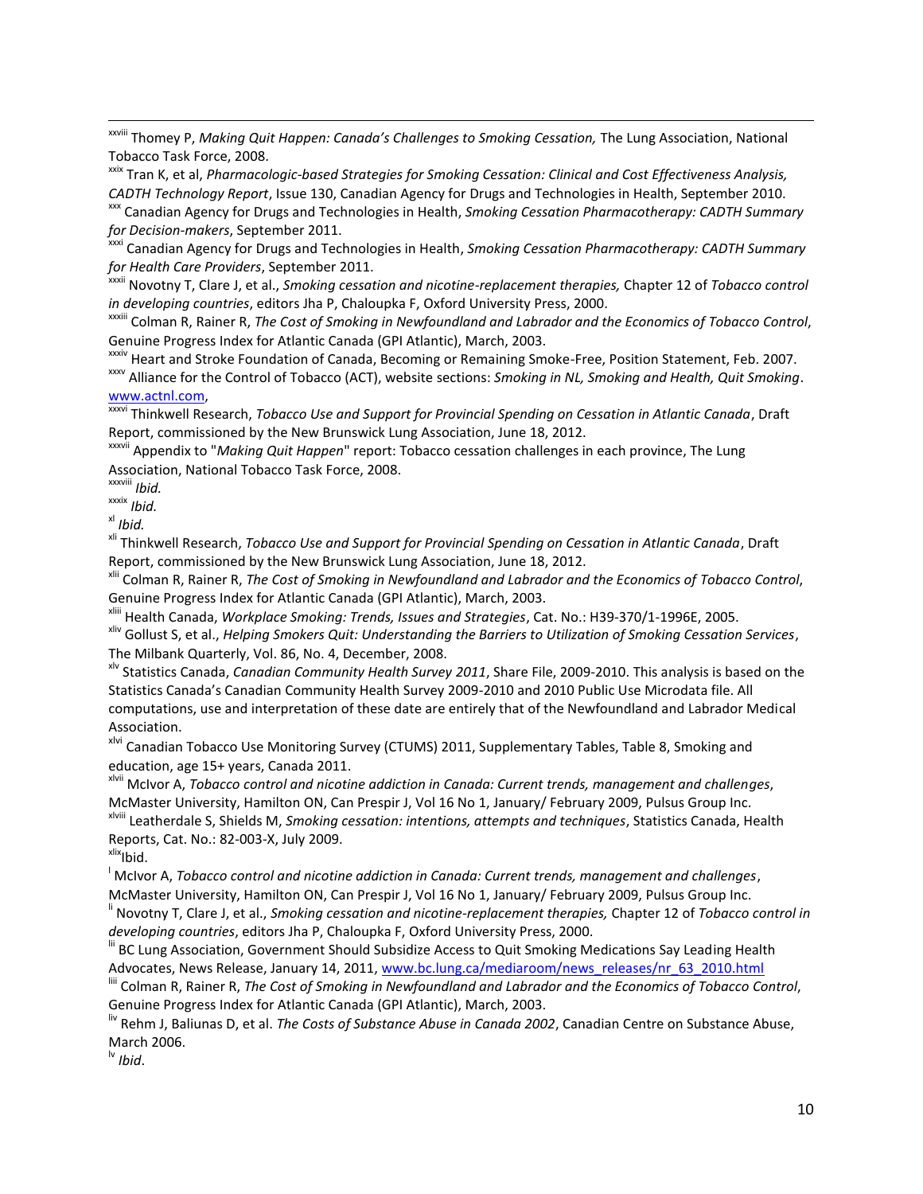[xxviii] Thomey P, *Making Quit Happen: Canada's Challenges to Smoking Cessation,* The Lung Association, National Tobacco Task Force, 2008.

[xxix] Tran K, et al, *Pharmacologic-based Strategies for Smoking Cessation: Clinical and Cost Effectiveness Analysis, CADTH Technology Report*, Issue 130, Canadian Agency for Drugs and Technologies in Health, September 2010.

[xxx] Canadian Agency for Drugs and Technologies in Health, *Smoking Cessation Pharmacotherapy: CADTH Summary for Decision-makers*, September 2011.

[xxxi] Canadian Agency for Drugs and Technologies in Health, *Smoking Cessation Pharmacotherapy: CADTH Summary for Health Care Providers*, September 2011.

[xxxii] Novotny T, Clare J, et al., *Smoking cessation and nicotine-replacement therapies,* Chapter 12 of *Tobacco control in developing countries*, editors Jha P, Chaloupka F, Oxford University Press, 2000.

[xxxiii] Colman R, Rainer R, *The Cost of Smoking in Newfoundland and Labrador and the Economics of Tobacco Control*, Genuine Progress Index for Atlantic Canada (GPI Atlantic), March, 2003.

[xxxiv] Heart and Stroke Foundation of Canada, Becoming or Remaining Smoke-Free, Position Statement, Feb. 2007.

[xxxv] Alliance for the Control of Tobacco (ACT), website sections: *Smoking in NL, Smoking and Health, Quit Smoking*. www.actnl.com,

[xxxvi] Thinkwell Research, *Tobacco Use and Support for Provincial Spending on Cessation in Atlantic Canada*, Draft Report, commissioned by the New Brunswick Lung Association, June 18, 2012.

[xxxvii] Appendix to "*Making Quit Happen*" report: Tobacco cessation challenges in each province, The Lung Association, National Tobacco Task Force, 2008.

[xxxviii] *Ibid.*

[xxxix] *Ibid.*

[xl] *Ibid.*

[xli] Thinkwell Research, *Tobacco Use and Support for Provincial Spending on Cessation in Atlantic Canada*, Draft Report, commissioned by the New Brunswick Lung Association, June 18, 2012.

[xlii] Colman R, Rainer R, *The Cost of Smoking in Newfoundland and Labrador and the Economics of Tobacco Control*, Genuine Progress Index for Atlantic Canada (GPI Atlantic), March, 2003.

[xliii] Health Canada, *Workplace Smoking: Trends, Issues and Strategies*, Cat. No.: H39-370/1-1996E, 2005.

[xliv] Gollust S, et al., *Helping Smokers Quit: Understanding the Barriers to Utilization of Smoking Cessation Services*, The Milbank Quarterly, Vol. 86, No. 4, December, 2008.

[xlv] Statistics Canada, *Canadian Community Health Survey 2011*, Share File, 2009-2010. This analysis is based on the Statistics Canada's Canadian Community Health Survey 2009-2010 and 2010 Public Use Microdata file. All computations, use and interpretation of these date are entirely that of the Newfoundland and Labrador Medical Association.

[xlvi] Canadian Tobacco Use Monitoring Survey (CTUMS) 2011, Supplementary Tables, Table 8, Smoking and education, age 15+ years, Canada 2011.

[xlvii] McIvor A, *Tobacco control and nicotine addiction in Canada: Current trends, management and challenges*, McMaster University, Hamilton ON, Can Prespir J, Vol 16 No 1, January/ February 2009, Pulsus Group Inc.

[xlviii] Leatherdale S, Shields M, *Smoking cessation: intentions, attempts and techniques*, Statistics Canada, Health Reports, Cat. No.: 82-003-X, July 2009.

[xlix] Ibid.

[l] McIvor A, *Tobacco control and nicotine addiction in Canada: Current trends, management and challenges*, McMaster University, Hamilton ON, Can Prespir J, Vol 16 No 1, January/ February 2009, Pulsus Group Inc.

[li] Novotny T, Clare J, et al., *Smoking cessation and nicotine-replacement therapies,* Chapter 12 of *Tobacco control in developing countries*, editors Jha P, Chaloupka F, Oxford University Press, 2000.

[lii] BC Lung Association, Government Should Subsidize Access to Quit Smoking Medications Say Leading Health Advocates, News Release, January 14, 2011, www.bc.lung.ca/mediaroom/news_releases/nr_63_2010.html

[liii] Colman R, Rainer R, *The Cost of Smoking in Newfoundland and Labrador and the Economics of Tobacco Control*, Genuine Progress Index for Atlantic Canada (GPI Atlantic), March, 2003.

[liv] Rehm J, Baliunas D, et al. *The Costs of Substance Abuse in Canada 2002*, Canadian Centre on Substance Abuse, March 2006.

[lv] *Ibid*.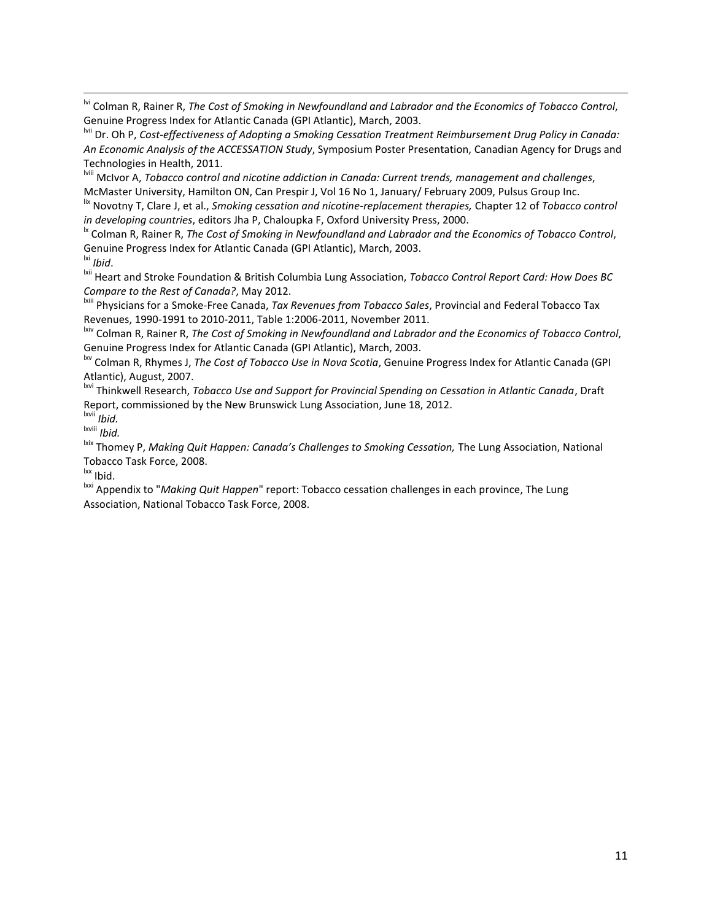[lvi] Colman R, Rainer R, *The Cost of Smoking in Newfoundland and Labrador and the Economics of Tobacco Control*, Genuine Progress Index for Atlantic Canada (GPI Atlantic), March, 2003.

[lvii] Dr. Oh P, *Cost-effectiveness of Adopting a Smoking Cessation Treatment Reimbursement Drug Policy in Canada: An Economic Analysis of the ACCESSATION Study*, Symposium Poster Presentation, Canadian Agency for Drugs and Technologies in Health, 2011.

[lviii] McIvor A, *Tobacco control and nicotine addiction in Canada: Current trends, management and challenges*, McMaster University, Hamilton ON, Can Prespir J, Vol 16 No 1, January/ February 2009, Pulsus Group Inc.

[lix] Novotny T, Clare J, et al., *Smoking cessation and nicotine-replacement therapies,* Chapter 12 of *Tobacco control in developing countries*, editors Jha P, Chaloupka F, Oxford University Press, 2000.

[lx] Colman R, Rainer R, *The Cost of Smoking in Newfoundland and Labrador and the Economics of Tobacco Control*, Genuine Progress Index for Atlantic Canada (GPI Atlantic), March, 2003.

[lxi] *Ibid*.

[lxii] Heart and Stroke Foundation & British Columbia Lung Association, *Tobacco Control Report Card: How Does BC Compare to the Rest of Canada?*, May 2012.

[lxiii] Physicians for a Smoke-Free Canada, *Tax Revenues from Tobacco Sales*, Provincial and Federal Tobacco Tax Revenues, 1990-1991 to 2010-2011, Table 1:2006-2011, November 2011.

[lxiv] Colman R, Rainer R, *The Cost of Smoking in Newfoundland and Labrador and the Economics of Tobacco Control*, Genuine Progress Index for Atlantic Canada (GPI Atlantic), March, 2003.

[lxv] Colman R, Rhymes J, *The Cost of Tobacco Use in Nova Scotia*, Genuine Progress Index for Atlantic Canada (GPI Atlantic), August, 2007.

[lxvi] Thinkwell Research, *Tobacco Use and Support for Provincial Spending on Cessation in Atlantic Canada*, Draft Report, commissioned by the New Brunswick Lung Association, June 18, 2012.

[lxvii] *Ibid.*

[lxviii] *Ibid.*

[lxix] Thomey P, *Making Quit Happen: Canada's Challenges to Smoking Cessation,* The Lung Association, National Tobacco Task Force, 2008.

[lxx] Ibid.

[lxxi] Appendix to "*Making Quit Happen*" report: Tobacco cessation challenges in each province, The Lung Association, National Tobacco Task Force, 2008.